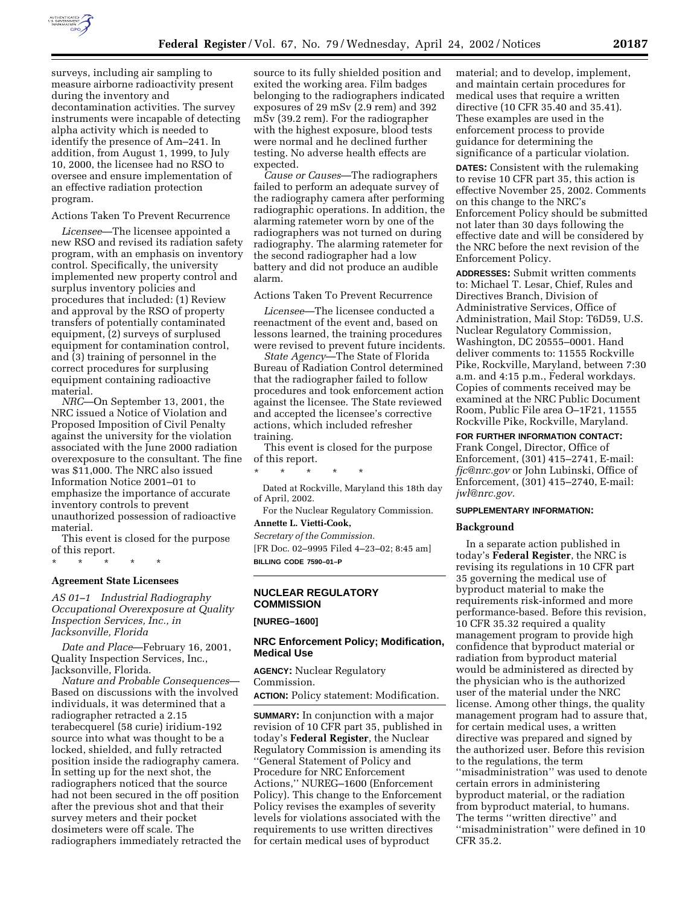surveys, including air sampling to measure airborne radioactivity present during the inventory and decontamination activities. The survey instruments were incapable of detecting alpha activity which is needed to identify the presence of Am–241. In addition, from August 1, 1999, to July 10, 2000, the licensee had no RSO to oversee and ensure implementation of an effective radiation protection program.

Actions Taken To Prevent Recurrence

*Licensee*—The licensee appointed a new RSO and revised its radiation safety program, with an emphasis on inventory control. Specifically, the university implemented new property control and surplus inventory policies and procedures that included: (1) Review and approval by the RSO of property transfers of potentially contaminated equipment, (2) surveys of surplused equipment for contamination control, and (3) training of personnel in the correct procedures for surplusing equipment containing radioactive material.

*NRC*—On September 13, 2001, the NRC issued a Notice of Violation and Proposed Imposition of Civil Penalty against the university for the violation associated with the June 2000 radiation overexposure to the consultant. The fine was $11,000. The NRC also issued Information Notice 2001–01 to emphasize the importance of accurate inventory controls to prevent unauthorized possession of radioactive material.

This event is closed for the purpose of this report.

\* \* \* \* \*

**Agreement State Licensees**

*AS 01–1 Industrial Radiography Occupational Overexposure at Quality Inspection Services, Inc., in Jacksonville, Florida*

*Date and Place*—February 16, 2001, Quality Inspection Services, Inc., Jacksonville, Florida.

*Nature and Probable Consequences*—Based on discussions with the involved individuals, it was determined that a radiographer retracted a 2.15 terabecquerel (58 curie) iridium-192 source into what was thought to be a locked, shielded, and fully retracted position inside the radiography camera. In setting up for the next shot, the radiographers noticed that the source had not been secured in the off position after the previous shot and that their survey meters and their pocket dosimeters were off scale. The radiographers immediately retracted the source to its fully shielded position and exited the working area. Film badges belonging to the radiographers indicated exposures of 29 mSv (2.9 rem) and 392 mSv (39.2 rem). For the radiographer with the highest exposure, blood tests were normal and he declined further testing. No adverse health effects are expected.

*Cause or Causes*—The radiographers failed to perform an adequate survey of the radiography camera after performing radiographic operations. In addition, the alarming ratemeter worn by one of the radiographers was not turned on during radiography. The alarming ratemeter for the second radiographer had a low battery and did not produce an audible alarm.

Actions Taken To Prevent Recurrence

*Licensee*—The licensee conducted a reenactment of the event and, based on lessons learned, the training procedures were revised to prevent future incidents.

*State Agency*—The State of Florida Bureau of Radiation Control determined that the radiographer failed to follow procedures and took enforcement action against the licensee. The State reviewed and accepted the licensee's corrective actions, which included refresher training.

This event is closed for the purpose of this report.

\* \* \* \* \*

Dated at Rockville, Maryland this 18th day of April, 2002.

For the Nuclear Regulatory Commission.

**Annette L. Vietti-Cook,**

*Secretary of the Commission.*

[FR Doc. 02–9995 Filed 4–23–02; 8:45 am]

**BILLING CODE 7590–01–P**

## NUCLEAR REGULATORY COMMISSION

**[NUREG–1600]**

## NRC Enforcement Policy; Modification, Medical Use

**AGENCY:** Nuclear Regulatory Commission.

**ACTION:** Policy statement: Modification.

**SUMMARY:** In conjunction with a major revision of 10 CFR part 35, published in today's **Federal Register**, the Nuclear Regulatory Commission is amending its ''General Statement of Policy and Procedure for NRC Enforcement Actions,'' NUREG–1600 (Enforcement Policy). This change to the Enforcement Policy revises the examples of severity levels for violations associated with the requirements to use written directives for certain medical uses of byproduct material; and to develop, implement, and maintain certain procedures for medical uses that require a written directive (10 CFR 35.40 and 35.41). These examples are used in the enforcement process to provide guidance for determining the significance of a particular violation.

**DATES:** Consistent with the rulemaking to revise 10 CFR part 35, this action is effective November 25, 2002. Comments on this change to the NRC's Enforcement Policy should be submitted not later than 30 days following the effective date and will be considered by the NRC before the next revision of the Enforcement Policy.

**ADDRESSES:** Submit written comments to: Michael T. Lesar, Chief, Rules and Directives Branch, Division of Administrative Services, Office of Administration, Mail Stop: T6D59, U.S. Nuclear Regulatory Commission, Washington, DC 20555–0001. Hand deliver comments to: 11555 Rockville Pike, Rockville, Maryland, between 7:30 a.m. and 4:15 p.m., Federal workdays. Copies of comments received may be examined at the NRC Public Document Room, Public File area O–1F21, 11555 Rockville Pike, Rockville, Maryland.

**FOR FURTHER INFORMATION CONTACT:** Frank Congel, Director, Office of Enforcement, (301) 415–2741, E-mail: *fjc@nrc.gov* or John Lubinski, Office of Enforcement, (301) 415–2740, E-mail: *jwl@nrc.gov.*

**SUPPLEMENTARY INFORMATION:**

**Background**

In a separate action published in today's **Federal Register**, the NRC is revising its regulations in 10 CFR part 35 governing the medical use of byproduct material to make the requirements risk-informed and more performance-based. Before this revision, 10 CFR 35.32 required a quality management program to provide high confidence that byproduct material or radiation from byproduct material would be administered as directed by the physician who is the authorized user of the material under the NRC license. Among other things, the quality management program had to assure that, for certain medical uses, a written directive was prepared and signed by the authorized user. Before this revision to the regulations, the term ''misadministration'' was used to denote certain errors in administering byproduct material, or the radiation from byproduct material, to humans. The terms ''written directive'' and ''misadministration'' were defined in 10 CFR 35.2.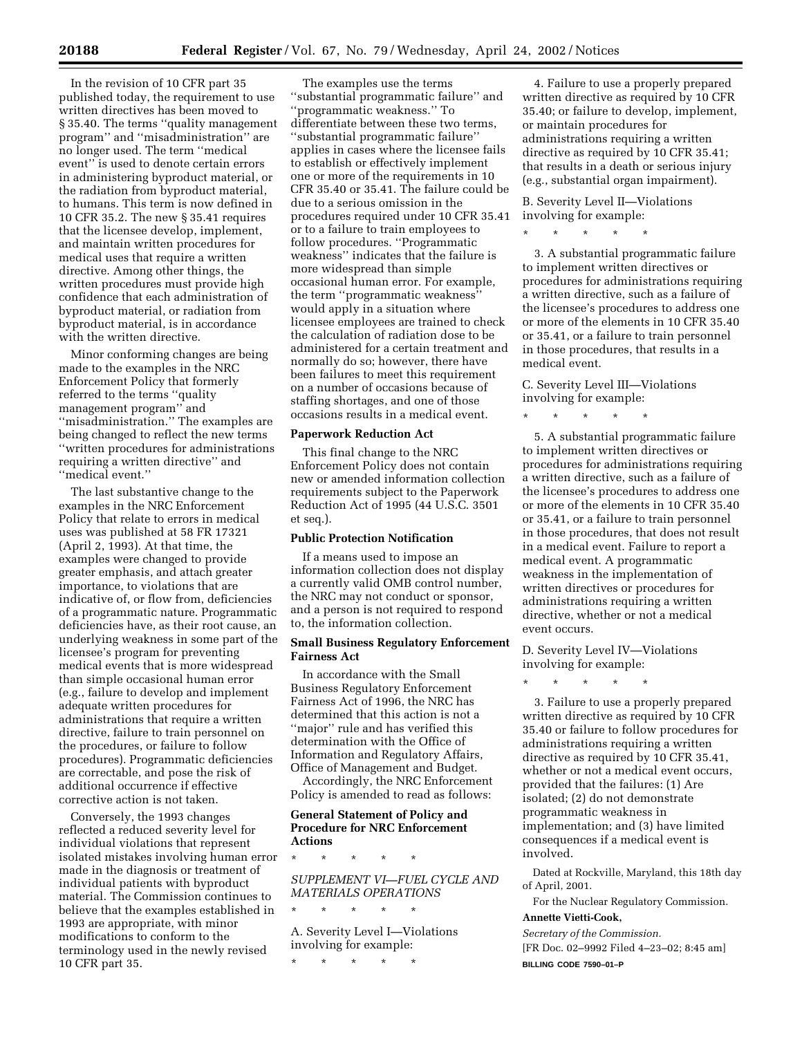In the revision of 10 CFR part 35 published today, the requirement to use written directives has been moved to § 35.40. The terms ''quality management program'' and ''misadministration'' are no longer used. The term ''medical event'' is used to denote certain errors in administering byproduct material, or the radiation from byproduct material, to humans. This term is now defined in 10 CFR 35.2. The new § 35.41 requires that the licensee develop, implement, and maintain written procedures for medical uses that require a written directive. Among other things, the written procedures must provide high confidence that each administration of byproduct material, or radiation from byproduct material, is in accordance with the written directive.

Minor conforming changes are being made to the examples in the NRC Enforcement Policy that formerly referred to the terms ''quality management program'' and ''misadministration.'' The examples are being changed to reflect the new terms ''written procedures for administrations requiring a written directive'' and ''medical event.''

The last substantive change to the examples in the NRC Enforcement Policy that relate to errors in medical uses was published at 58 FR 17321 (April 2, 1993). At that time, the examples were changed to provide greater emphasis, and attach greater importance, to violations that are indicative of, or flow from, deficiencies of a programmatic nature. Programmatic deficiencies have, as their root cause, an underlying weakness in some part of the licensee's program for preventing medical events that is more widespread than simple occasional human error (e.g., failure to develop and implement adequate written procedures for administrations that require a written directive, failure to train personnel on the procedures, or failure to follow procedures). Programmatic deficiencies are correctable, and pose the risk of additional occurrence if effective corrective action is not taken.

Conversely, the 1993 changes reflected a reduced severity level for individual violations that represent isolated mistakes involving human error made in the diagnosis or treatment of individual patients with byproduct material. The Commission continues to believe that the examples established in 1993 are appropriate, with minor modifications to conform to the terminology used in the newly revised 10 CFR part 35.

The examples use the terms ''substantial programmatic failure'' and ''programmatic weakness.'' To differentiate between these two terms, ''substantial programmatic failure'' applies in cases where the licensee fails to establish or effectively implement one or more of the requirements in 10 CFR 35.40 or 35.41. The failure could be due to a serious omission in the procedures required under 10 CFR 35.41 or to a failure to train employees to follow procedures. ''Programmatic weakness'' indicates that the failure is more widespread than simple occasional human error. For example, the term ''programmatic weakness'' would apply in a situation where licensee employees are trained to check the calculation of radiation dose to be administered for a certain treatment and normally do so; however, there have been failures to meet this requirement on a number of occasions because of staffing shortages, and one of those occasions results in a medical event.

**Paperwork Reduction Act**

This final change to the NRC Enforcement Policy does not contain new or amended information collection requirements subject to the Paperwork Reduction Act of 1995 (44 U.S.C. 3501 et seq.).

**Public Protection Notification**

If a means used to impose an information collection does not display a currently valid OMB control number, the NRC may not conduct or sponsor, and a person is not required to respond to, the information collection.

**Small Business Regulatory Enforcement Fairness Act**

In accordance with the Small Business Regulatory Enforcement Fairness Act of 1996, the NRC has determined that this action is not a ''major'' rule and has verified this determination with the Office of Information and Regulatory Affairs, Office of Management and Budget.

Accordingly, the NRC Enforcement Policy is amended to read as follows:

**General Statement of Policy and Procedure for NRC Enforcement Actions**

\* \* \* \* \*

*SUPPLEMENT VI—FUEL CYCLE AND MATERIALS OPERATIONS*

\* \* \* \* \*

A. Severity Level I—Violations involving for example:

\* \* \* \* \*

4. Failure to use a properly prepared written directive as required by 10 CFR 35.40; or failure to develop, implement, or maintain procedures for administrations requiring a written directive as required by 10 CFR 35.41; that results in a death or serious injury (e.g., substantial organ impairment).

B. Severity Level II—Violations involving for example:

\* \* \* \* \*

3. A substantial programmatic failure to implement written directives or procedures for administrations requiring a written directive, such as a failure of the licensee's procedures to address one or more of the elements in 10 CFR 35.40 or 35.41, or a failure to train personnel in those procedures, that results in a medical event.

C. Severity Level III—Violations involving for example:

\* \* \* \* \*

5. A substantial programmatic failure to implement written directives or procedures for administrations requiring a written directive, such as a failure of the licensee's procedures to address one or more of the elements in 10 CFR 35.40 or 35.41, or a failure to train personnel in those procedures, that does not result in a medical event. Failure to report a medical event. A programmatic weakness in the implementation of written directives or procedures for administrations requiring a written directive, whether or not a medical event occurs.

D. Severity Level IV—Violations involving for example:

\* \* \* \* \*

3. Failure to use a properly prepared written directive as required by 10 CFR 35.40 or failure to follow procedures for administrations requiring a written directive as required by 10 CFR 35.41, whether or not a medical event occurs, provided that the failures: (1) Are isolated; (2) do not demonstrate programmatic weakness in implementation; and (3) have limited consequences if a medical event is involved.

Dated at Rockville, Maryland, this 18th day of April, 2001.

For the Nuclear Regulatory Commission.

**Annette Vietti-Cook,**

*Secretary of the Commission.*

[FR Doc. 02–9992 Filed 4–23–02; 8:45 am]

**BILLING CODE 7590–01–P**